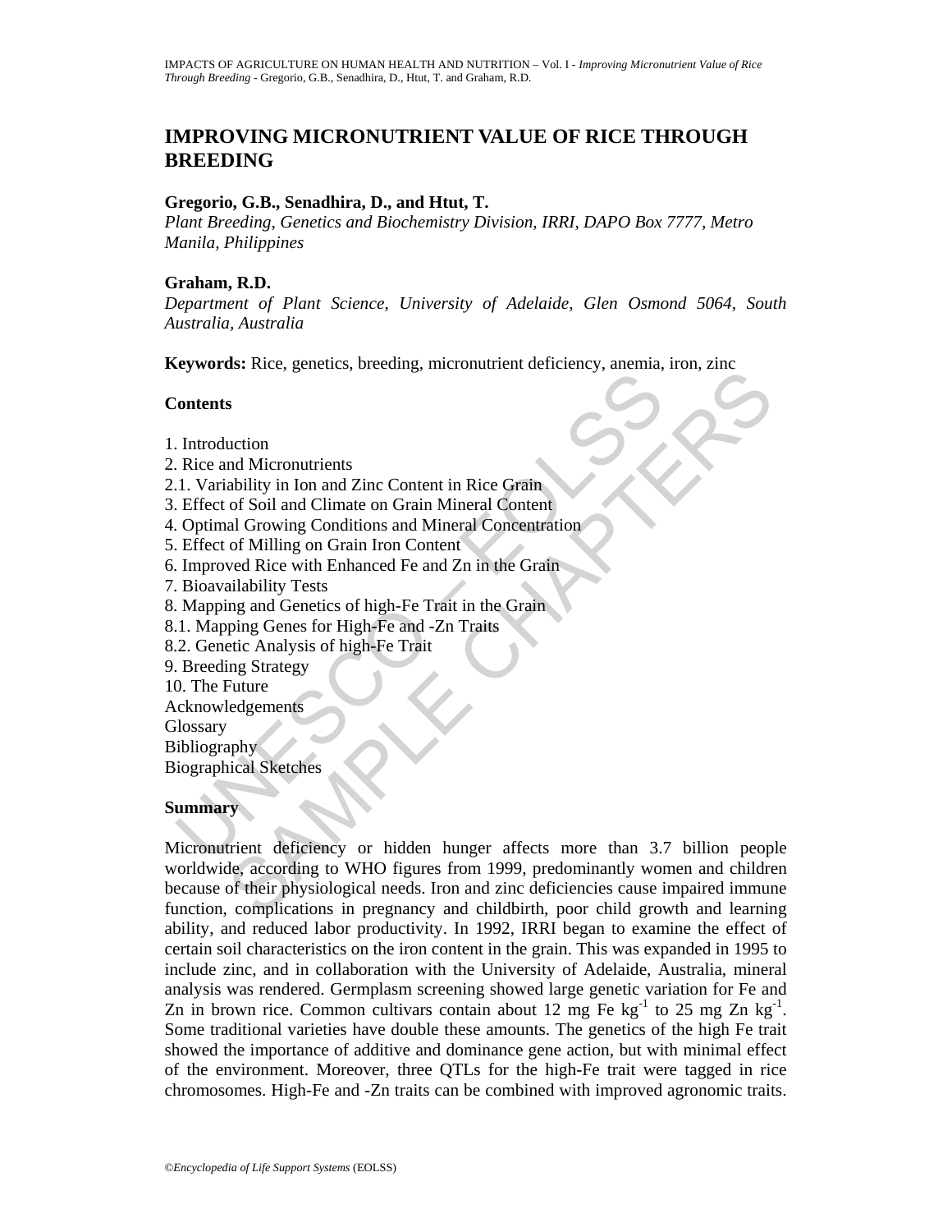# IMPROVING MICRONUTRIENT VALUE OF RICE THROUGH BREEDING

**Gregorio, G.B., Senadhira, D., and Htut, T.**

*Plant Breeding, Genetics and Biochemistry Division, IRRI, DAPO Box 7777, Metro Manila, Philippines*

**Graham, R.D.**

*Department of Plant Science, University of Adelaide, Glen Osmond 5064, South Australia, Australia*

**Keywords:** Rice, genetics, breeding, micronutrient deficiency, anemia, iron, zinc

## Contents

1. Introduction
2. Rice and Micronutrients
2.1. Variability in Ion and Zinc Content in Rice Grain
3. Effect of Soil and Climate on Grain Mineral Content
4. Optimal Growing Conditions and Mineral Concentration
5. Effect of Milling on Grain Iron Content
6. Improved Rice with Enhanced Fe and Zn in the Grain
7. Bioavailability Tests
8. Mapping and Genetics of high-Fe Trait in the Grain
8.1. Mapping Genes for High-Fe and -Zn Traits
8.2. Genetic Analysis of high-Fe Trait
9. Breeding Strategy
10. The Future

Acknowledgements
Glossary
Bibliography
Biographical Sketches

## Summary

Micronutrient deficiency or hidden hunger affects more than 3.7 billion people worldwide, according to WHO figures from 1999, predominantly women and children because of their physiological needs. Iron and zinc deficiencies cause impaired immune function, complications in pregnancy and childbirth, poor child growth and learning ability, and reduced labor productivity. In 1992, IRRI began to examine the effect of certain soil characteristics on the iron content in the grain. This was expanded in 1995 to include zinc, and in collaboration with the University of Adelaide, Australia, mineral analysis was rendered. Germplasm screening showed large genetic variation for Fe and Zn in brown rice. Common cultivars contain about 12 mg Fe $kg^{-1}$ to 25 mg Zn $kg^{-1}$. Some traditional varieties have double these amounts. The genetics of the high Fe trait showed the importance of additive and dominance gene action, but with minimal effect of the environment. Moreover, three QTLs for the high-Fe trait were tagged in rice chromosomes. High-Fe and -Zn traits can be combined with improved agronomic traits.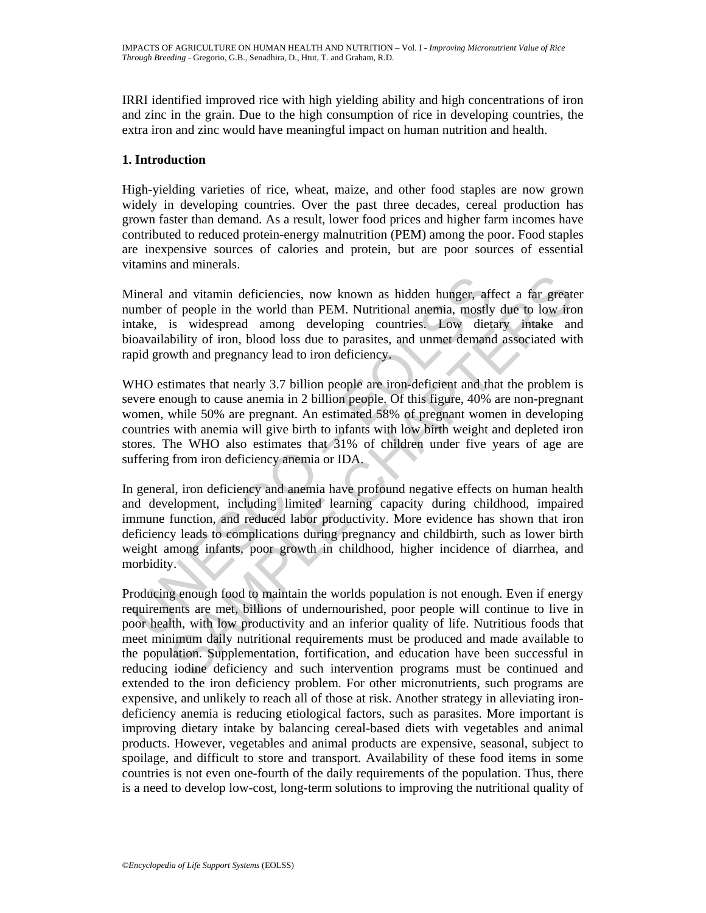IRRI identified improved rice with high yielding ability and high concentrations of iron and zinc in the grain. Due to the high consumption of rice in developing countries, the extra iron and zinc would have meaningful impact on human nutrition and health.

## 1. Introduction

High-yielding varieties of rice, wheat, maize, and other food staples are now grown widely in developing countries. Over the past three decades, cereal production has grown faster than demand. As a result, lower food prices and higher farm incomes have contributed to reduced protein-energy malnutrition (PEM) among the poor. Food staples are inexpensive sources of calories and protein, but are poor sources of essential vitamins and minerals.

Mineral and vitamin deficiencies, now known as hidden hunger, affect a far greater number of people in the world than PEM. Nutritional anemia, mostly due to low iron intake, is widespread among developing countries. Low dietary intake and bioavailability of iron, blood loss due to parasites, and unmet demand associated with rapid growth and pregnancy lead to iron deficiency.

WHO estimates that nearly 3.7 billion people are iron-deficient and that the problem is severe enough to cause anemia in 2 billion people. Of this figure, 40% are non-pregnant women, while 50% are pregnant. An estimated 58% of pregnant women in developing countries with anemia will give birth to infants with low birth weight and depleted iron stores. The WHO also estimates that 31% of children under five years of age are suffering from iron deficiency anemia or IDA.

In general, iron deficiency and anemia have profound negative effects on human health and development, including limited learning capacity during childhood, impaired immune function, and reduced labor productivity. More evidence has shown that iron deficiency leads to complications during pregnancy and childbirth, such as lower birth weight among infants, poor growth in childhood, higher incidence of diarrhea, and morbidity.

Producing enough food to maintain the worlds population is not enough. Even if energy requirements are met, billions of undernourished, poor people will continue to live in poor health, with low productivity and an inferior quality of life. Nutritious foods that meet minimum daily nutritional requirements must be produced and made available to the population. Supplementation, fortification, and education have been successful in reducing iodine deficiency and such intervention programs must be continued and extended to the iron deficiency problem. For other micronutrients, such programs are expensive, and unlikely to reach all of those at risk. Another strategy in alleviating iron-deficiency anemia is reducing etiological factors, such as parasites. More important is improving dietary intake by balancing cereal-based diets with vegetables and animal products. However, vegetables and animal products are expensive, seasonal, subject to spoilage, and difficult to store and transport. Availability of these food items in some countries is not even one-fourth of the daily requirements of the population. Thus, there is a need to develop low-cost, long-term solutions to improving the nutritional quality of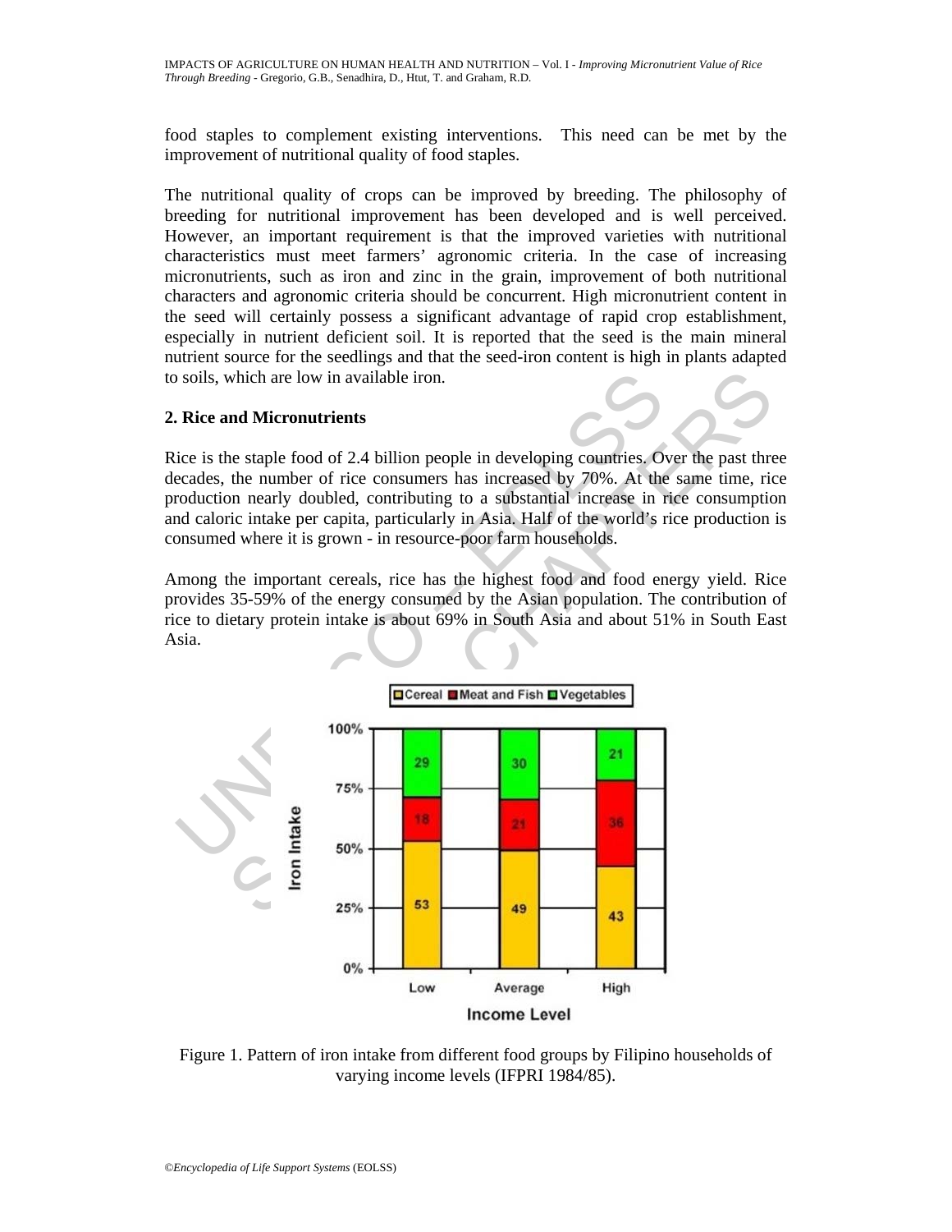food staples to complement existing interventions. This need can be met by the improvement of nutritional quality of food staples.

The nutritional quality of crops can be improved by breeding. The philosophy of breeding for nutritional improvement has been developed and is well perceived. However, an important requirement is that the improved varieties with nutritional characteristics must meet farmers' agronomic criteria. In the case of increasing micronutrients, such as iron and zinc in the grain, improvement of both nutritional characters and agronomic criteria should be concurrent. High micronutrient content in the seed will certainly possess a significant advantage of rapid crop establishment, especially in nutrient deficient soil. It is reported that the seed is the main mineral nutrient source for the seedlings and that the seed-iron content is high in plants adapted to soils, which are low in available iron.

## 2. Rice and Micronutrients

Rice is the staple food of 2.4 billion people in developing countries. Over the past three decades, the number of rice consumers has increased by 70%. At the same time, rice production nearly doubled, contributing to a substantial increase in rice consumption and caloric intake per capita, particularly in Asia. Half of the world's rice production is consumed where it is grown - in resource-poor farm households.

Among the important cereals, rice has the highest food and food energy yield. Rice provides 35-59% of the energy consumed by the Asian population. The contribution of rice to dietary protein intake is about 69% in South Asia and about 51% in South East Asia.

| Income Level | Cereal | Meat and Fish | Vegetables |
|---|---|---|---|
| Low | 53 | 18 | 29 |
| Average | 49 | 21 | 30 |
| High | 43 | 36 | 21 |

Figure 1. Pattern of iron intake from different food groups by Filipino households of varying income levels (IFPRI 1984/85).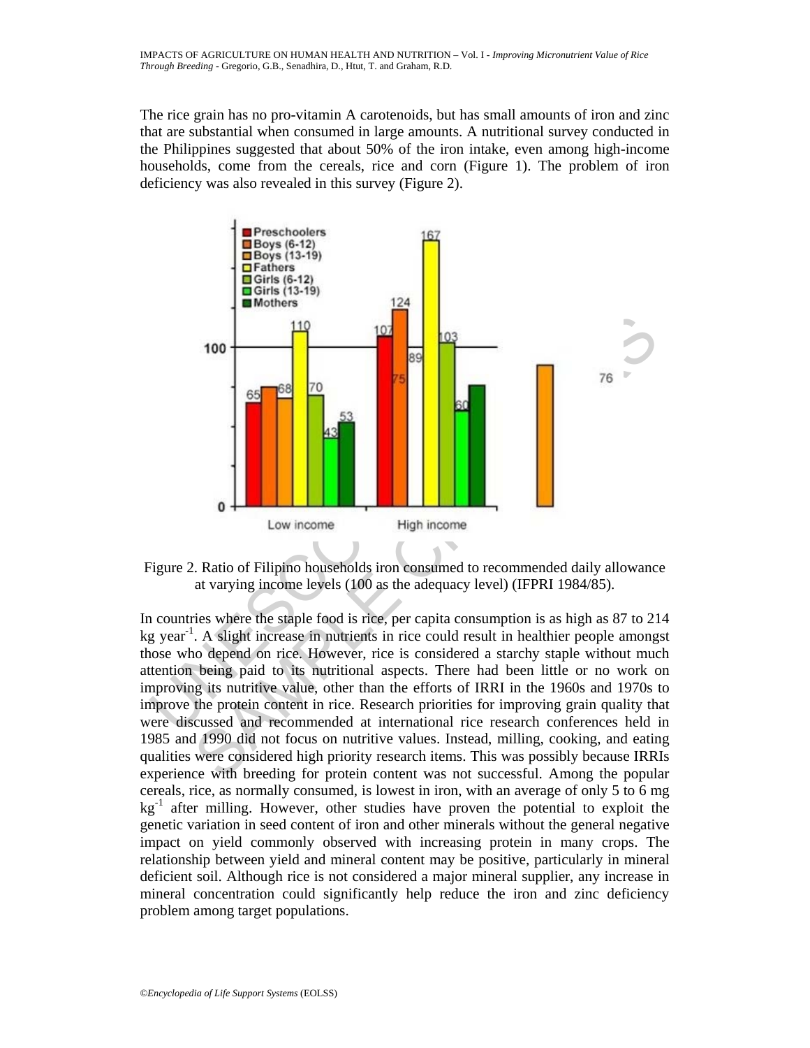The rice grain has no pro-vitamin A carotenoids, but has small amounts of iron and zinc that are substantial when consumed in large amounts. A nutritional survey conducted in the Philippines suggested that about 50% of the iron intake, even among high-income households, come from the cereals, rice and corn (Figure 1). The problem of iron deficiency was also revealed in this survey (Figure 2).

Figure 2. Ratio of Filipino households iron consumed to recommended daily allowance at varying income levels (100 as the adequacy level) (IFPRI 1984/85).

In countries where the staple food is rice, per capita consumption is as high as 87 to 214 kg year$^{-1}$. A slight increase in nutrients in rice could result in healthier people amongst those who depend on rice. However, rice is considered a starchy staple without much attention being paid to its nutritional aspects. There had been little or no work on improving its nutritive value, other than the efforts of IRRI in the 1960s and 1970s to improve the protein content in rice. Research priorities for improving grain quality that were discussed and recommended at international rice research conferences held in 1985 and 1990 did not focus on nutritive values. Instead, milling, cooking, and eating qualities were considered high priority research items. This was possibly because IRRIs experience with breeding for protein content was not successful. Among the popular cereals, rice, as normally consumed, is lowest in iron, with an average of only 5 to 6 mg kg$^{-1}$ after milling. However, other studies have proven the potential to exploit the genetic variation in seed content of iron and other minerals without the general negative impact on yield commonly observed with increasing protein in many crops. The relationship between yield and mineral content may be positive, particularly in mineral deficient soil. Although rice is not considered a major mineral supplier, any increase in mineral concentration could significantly help reduce the iron and zinc deficiency problem among target populations.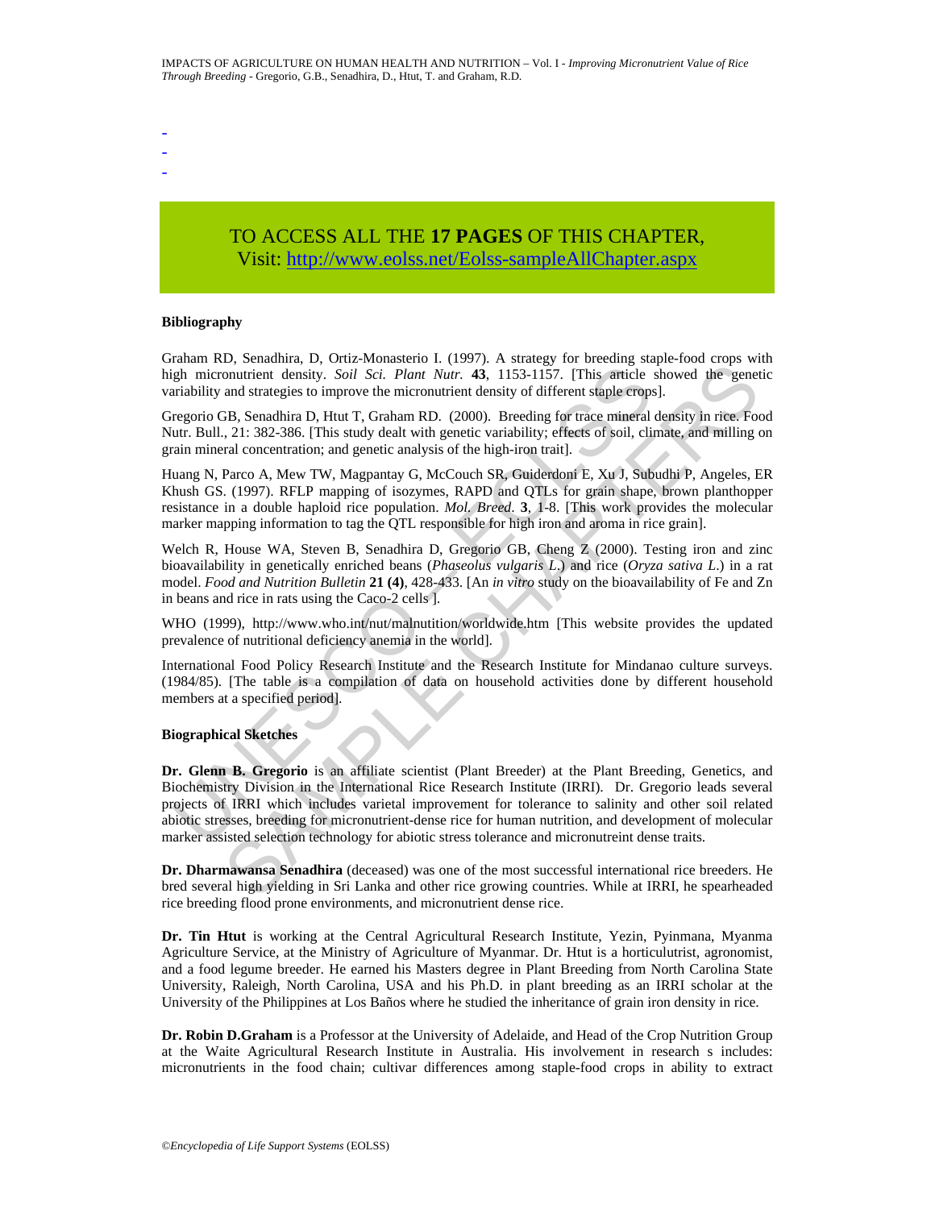-
-
-

TO ACCESS ALL THE **17 PAGES** OF THIS CHAPTER,
Visit: http://www.eolss.net/Eolss-sampleAllChapter.aspx

**Bibliography**

Graham RD, Senadhira, D, Ortiz-Monasterio I. (1997). A strategy for breeding staple-food crops with high micronutrient density. *Soil Sci. Plant Nutr.* **43**, 1153-1157. [This article showed the genetic variability and strategies to improve the micronutrient density of different staple crops].

Gregorio GB, Senadhira D, Htut T, Graham RD. (2000). Breeding for trace mineral density in rice. Food Nutr. Bull., 21: 382-386. [This study dealt with genetic variability; effects of soil, climate, and milling on grain mineral concentration; and genetic analysis of the high-iron trait].

Huang N, Parco A, Mew TW, Magpantay G, McCouch SR, Guiderdoni E, Xu J, Subudhi P, Angeles, ER Khush GS. (1997). RFLP mapping of isozymes, RAPD and QTLs for grain shape, brown planthopper resistance in a double haploid rice population. *Mol. Breed.* **3**, 1-8. [This work provides the molecular marker mapping information to tag the QTL responsible for high iron and aroma in rice grain].

Welch R, House WA, Steven B, Senadhira D, Gregorio GB, Cheng Z (2000). Testing iron and zinc bioavailability in genetically enriched beans (*Phaseolus vulgaris L.*) and rice (*Oryza sativa L.*) in a rat model. *Food and Nutrition Bulletin* **21 (4)**, 428-433. [An *in vitro* study on the bioavailability of Fe and Zn in beans and rice in rats using the Caco-2 cells ].

WHO (1999), http://www.who.int/nut/malnutition/worldwide.htm [This website provides the updated prevalence of nutritional deficiency anemia in the world].

International Food Policy Research Institute and the Research Institute for Mindanao culture surveys. (1984/85). [The table is a compilation of data on household activities done by different household members at a specified period].

**Biographical Sketches**

**Dr. Glenn B. Gregorio** is an affiliate scientist (Plant Breeder) at the Plant Breeding, Genetics, and Biochemistry Division in the International Rice Research Institute (IRRI). Dr. Gregorio leads several projects of IRRI which includes varietal improvement for tolerance to salinity and other soil related abiotic stresses, breeding for micronutrient-dense rice for human nutrition, and development of molecular marker assisted selection technology for abiotic stress tolerance and micronutreint dense traits.

**Dr. Dharmawansa Senadhira** (deceased) was one of the most successful international rice breeders. He bred several high yielding in Sri Lanka and other rice growing countries. While at IRRI, he spearheaded rice breeding flood prone environments, and micronutrient dense rice.

**Dr. Tin Htut** is working at the Central Agricultural Research Institute, Yezin, Pyinmana, Myanma Agriculture Service, at the Ministry of Agriculture of Myanmar. Dr. Htut is a horticulutrist, agronomist, and a food legume breeder. He earned his Masters degree in Plant Breeding from North Carolina State University, Raleigh, North Carolina, USA and his Ph.D. in plant breeding as an IRRI scholar at the University of the Philippines at Los Baños where he studied the inheritance of grain iron density in rice.

**Dr. Robin D.Graham** is a Professor at the University of Adelaide, and Head of the Crop Nutrition Group at the Waite Agricultural Research Institute in Australia. His involvement in research s includes: micronutrients in the food chain; cultivar differences among staple-food crops in ability to extract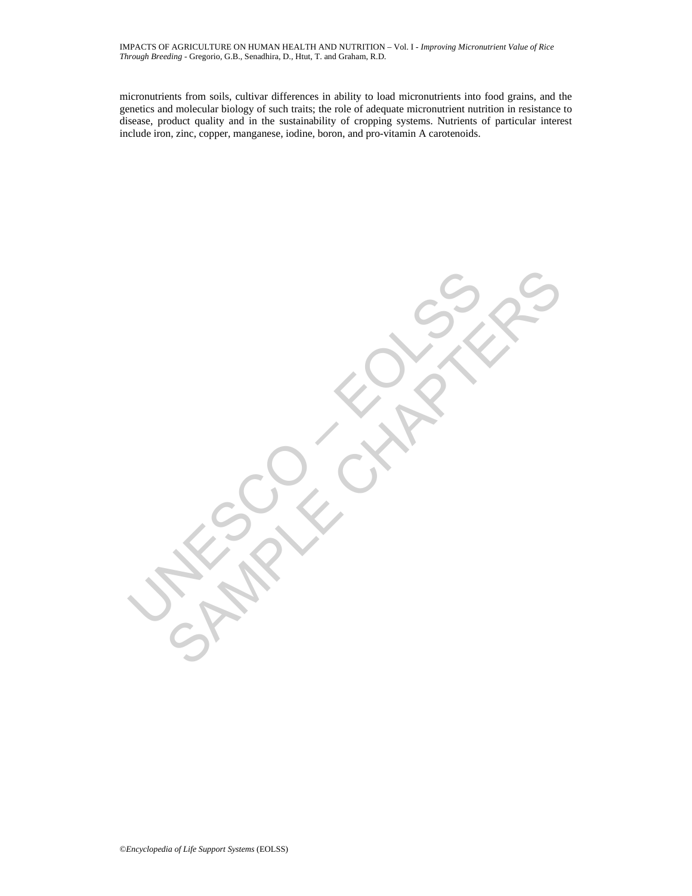micronutrients from soils, cultivar differences in ability to load micronutrients into food grains, and the genetics and molecular biology of such traits; the role of adequate micronutrient nutrition in resistance to disease, product quality and in the sustainability of cropping systems. Nutrients of particular interest include iron, zinc, copper, manganese, iodine, boron, and pro-vitamin A carotenoids.